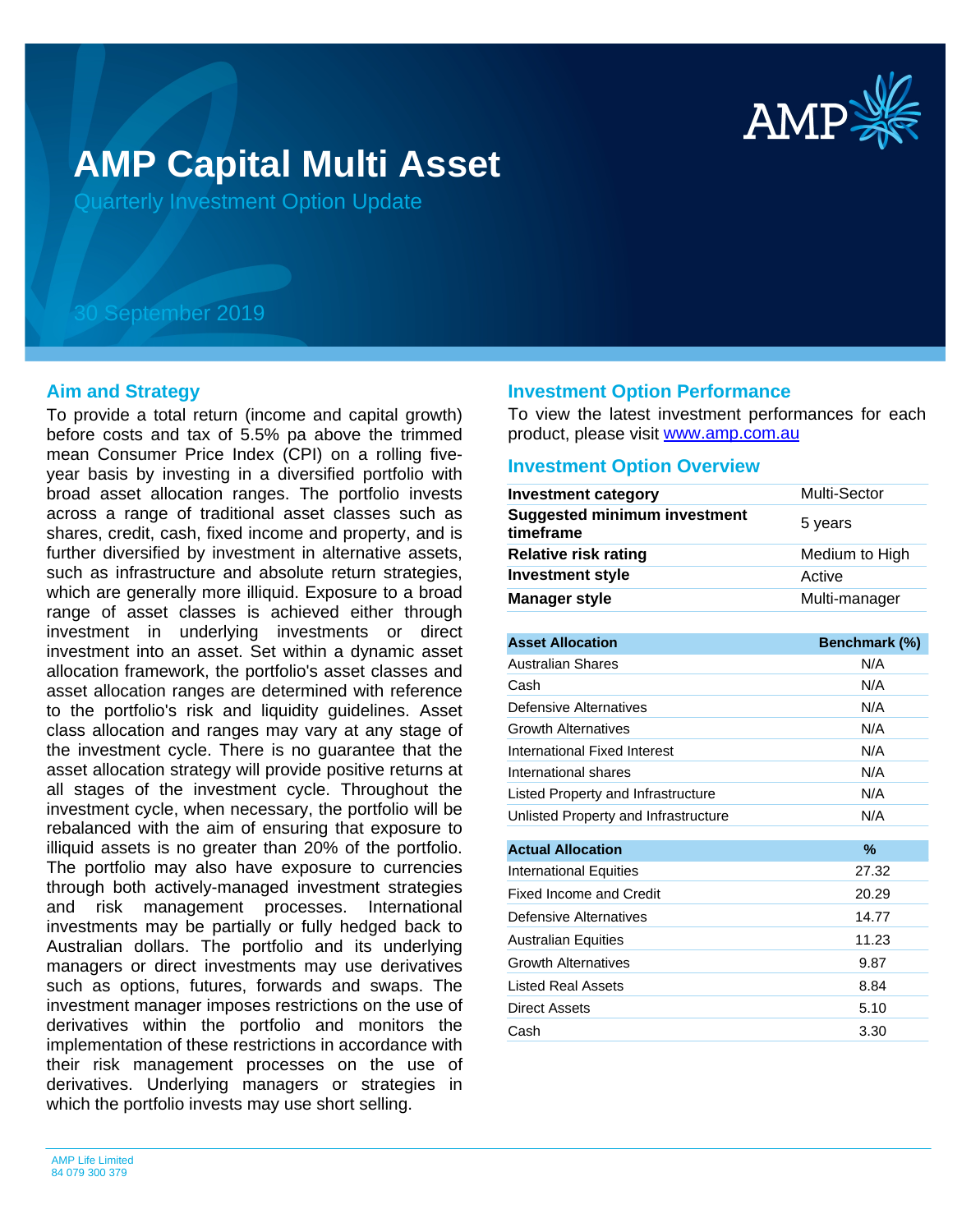# AMP Capital Multi Asset

Quarterly Investment Option Update

30 September 2019

## Aim and Strategy

To provide a total return (income and capital growth) before costs and tax of 5.5% pa above the trimmed mean Consumer Price Index (CPI) on a rolling five-year basis by investing in a diversified portfolio with broad asset allocation ranges. The portfolio invests across a range of traditional asset classes such as shares, credit, cash, fixed income and property, and is further diversified by investment in alternative assets, such as infrastructure and absolute return strategies, which are generally more illiquid. Exposure to a broad range of asset classes is achieved either through investment in underlying investments or direct investment into an asset. Set within a dynamic asset allocation framework, the portfolio's asset classes and asset allocation ranges are determined with reference to the portfolio's risk and liquidity guidelines. Asset class allocation and ranges may vary at any stage of the investment cycle. There is no guarantee that the asset allocation strategy will provide positive returns at all stages of the investment cycle. Throughout the investment cycle, when necessary, the portfolio will be rebalanced with the aim of ensuring that exposure to illiquid assets is no greater than 20% of the portfolio. The portfolio may also have exposure to currencies through both actively-managed investment strategies and risk management processes. International investments may be partially or fully hedged back to Australian dollars. The portfolio and its underlying managers or direct investments may use derivatives such as options, futures, forwards and swaps. The investment manager imposes restrictions on the use of derivatives within the portfolio and monitors the implementation of these restrictions in accordance with their risk management processes on the use of derivatives. Underlying managers or strategies in which the portfolio invests may use short selling.

## Investment Option Performance

To view the latest investment performances for each product, please visit www.amp.com.au

## Investment Option Overview

| | |
|---|---|
| **Investment category** | Multi-Sector |
| **Suggested minimum investment timeframe** | 5 years |
| **Relative risk rating** | Medium to High |
| **Investment style** | Active |
| **Manager style** | Multi-manager |

| Asset Allocation | Benchmark (%) |
|---|---|
| Australian Shares | N/A |
| Cash | N/A |
| Defensive Alternatives | N/A |
| Growth Alternatives | N/A |
| International Fixed Interest | N/A |
| International shares | N/A |
| Listed Property and Infrastructure | N/A |
| Unlisted Property and Infrastructure | N/A |

| Actual Allocation | % |
|---|---|
| International Equities | 27.32 |
| Fixed Income and Credit | 20.29 |
| Defensive Alternatives | 14.77 |
| Australian Equities | 11.23 |
| Growth Alternatives | 9.87 |
| Listed Real Assets | 8.84 |
| Direct Assets | 5.10 |
| Cash | 3.30 |

AMP Life Limited
84 079 300 379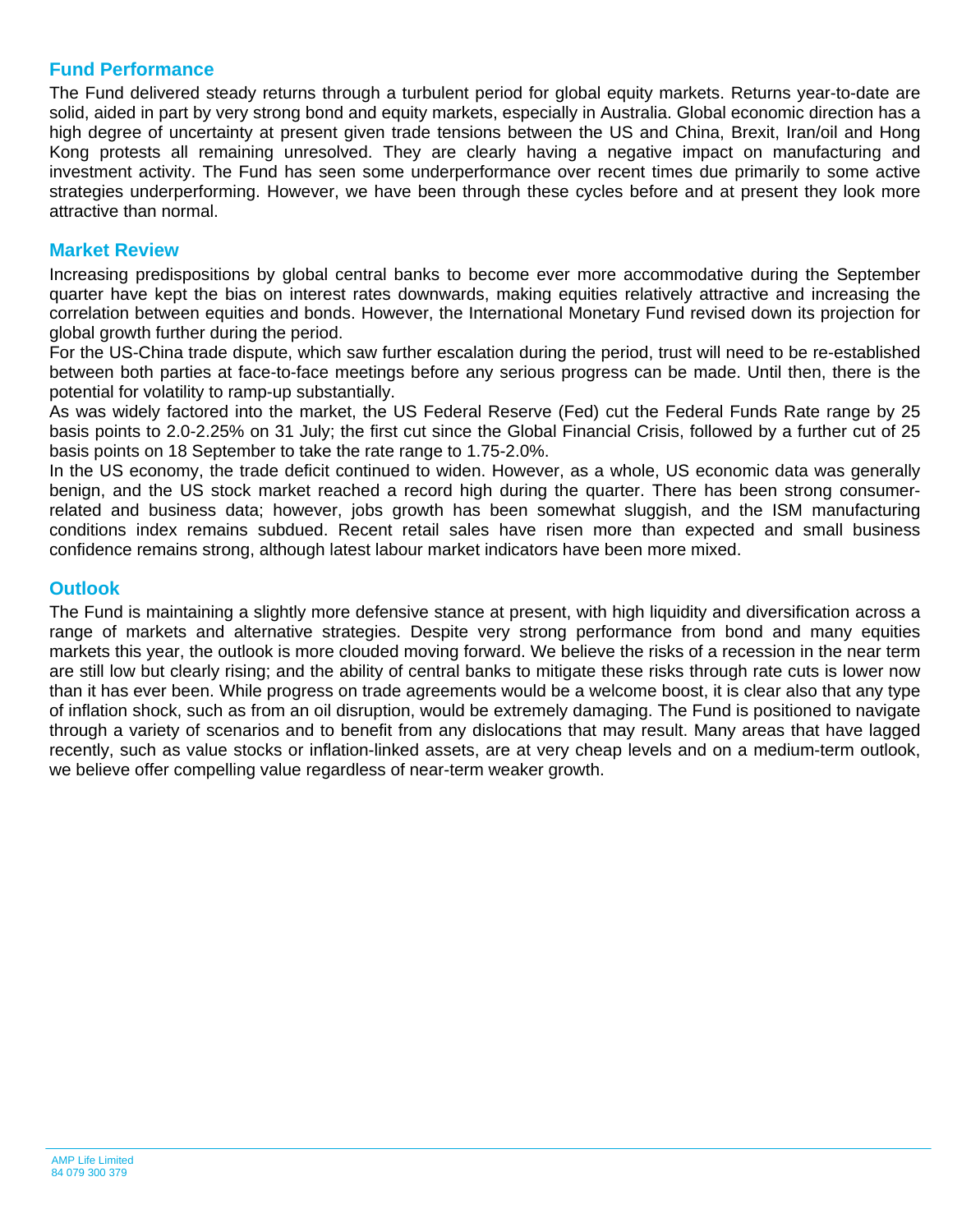## Fund Performance

The Fund delivered steady returns through a turbulent period for global equity markets. Returns year-to-date are solid, aided in part by very strong bond and equity markets, especially in Australia. Global economic direction has a high degree of uncertainty at present given trade tensions between the US and China, Brexit, Iran/oil and Hong Kong protests all remaining unresolved. They are clearly having a negative impact on manufacturing and investment activity. The Fund has seen some underperformance over recent times due primarily to some active strategies underperforming. However, we have been through these cycles before and at present they look more attractive than normal.

## Market Review

Increasing predispositions by global central banks to become ever more accommodative during the September quarter have kept the bias on interest rates downwards, making equities relatively attractive and increasing the correlation between equities and bonds. However, the International Monetary Fund revised down its projection for global growth further during the period.

For the US-China trade dispute, which saw further escalation during the period, trust will need to be re-established between both parties at face-to-face meetings before any serious progress can be made. Until then, there is the potential for volatility to ramp-up substantially.

As was widely factored into the market, the US Federal Reserve (Fed) cut the Federal Funds Rate range by 25 basis points to 2.0-2.25% on 31 July; the first cut since the Global Financial Crisis, followed by a further cut of 25 basis points on 18 September to take the rate range to 1.75-2.0%.

In the US economy, the trade deficit continued to widen. However, as a whole, US economic data was generally benign, and the US stock market reached a record high during the quarter. There has been strong consumer-related and business data; however, jobs growth has been somewhat sluggish, and the ISM manufacturing conditions index remains subdued. Recent retail sales have risen more than expected and small business confidence remains strong, although latest labour market indicators have been more mixed.

## Outlook

The Fund is maintaining a slightly more defensive stance at present, with high liquidity and diversification across a range of markets and alternative strategies. Despite very strong performance from bond and many equities markets this year, the outlook is more clouded moving forward. We believe the risks of a recession in the near term are still low but clearly rising; and the ability of central banks to mitigate these risks through rate cuts is lower now than it has ever been. While progress on trade agreements would be a welcome boost, it is clear also that any type of inflation shock, such as from an oil disruption, would be extremely damaging. The Fund is positioned to navigate through a variety of scenarios and to benefit from any dislocations that may result. Many areas that have lagged recently, such as value stocks or inflation-linked assets, are at very cheap levels and on a medium-term outlook, we believe offer compelling value regardless of near-term weaker growth.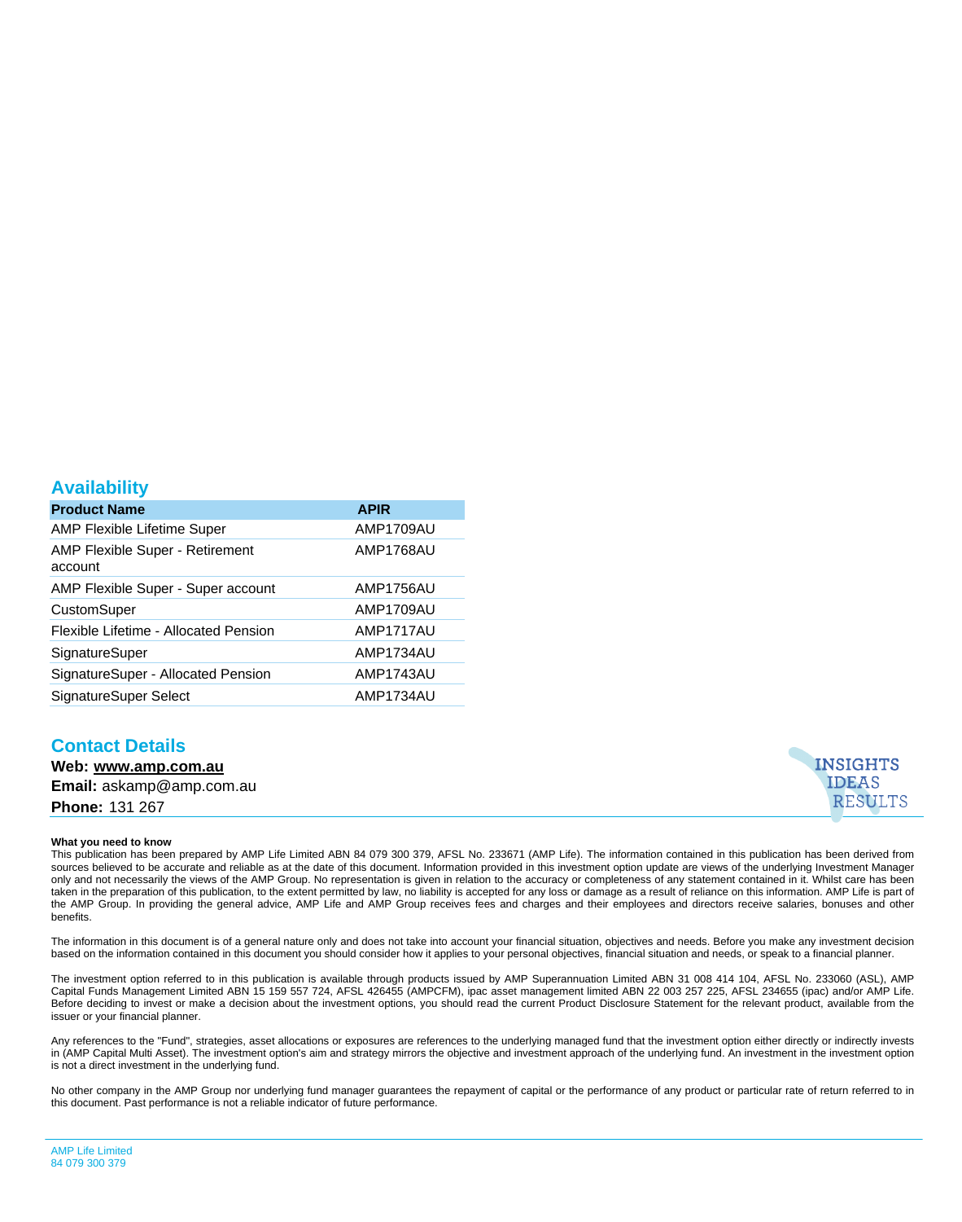## Availability

| Product Name | APIR |
|---|---|
| AMP Flexible Lifetime Super | AMP1709AU |
| AMP Flexible Super - Retirement account | AMP1768AU |
| AMP Flexible Super - Super account | AMP1756AU |
| CustomSuper | AMP1709AU |
| Flexible Lifetime - Allocated Pension | AMP1717AU |
| SignatureSuper | AMP1734AU |
| SignatureSuper - Allocated Pension | AMP1743AU |
| SignatureSuper Select | AMP1734AU |

## Contact Details

**Web:** **www.amp.com.au**
**Email:** askamp@amp.com.au
**Phone:** 131 267

INSIGHTS
IDEAS
RESULTS

**What you need to know**
This publication has been prepared by AMP Life Limited ABN 84 079 300 379, AFSL No. 233671 (AMP Life). The information contained in this publication has been derived from sources believed to be accurate and reliable as at the date of this document. Information provided in this investment option update are views of the underlying Investment Manager only and not necessarily the views of the AMP Group. No representation is given in relation to the accuracy or completeness of any statement contained in it. Whilst care has been taken in the preparation of this publication, to the extent permitted by law, no liability is accepted for any loss or damage as a result of reliance on this information. AMP Life is part of the AMP Group. In providing the general advice, AMP Life and AMP Group receives fees and charges and their employees and directors receive salaries, bonuses and other benefits.

The information in this document is of a general nature only and does not take into account your financial situation, objectives and needs. Before you make any investment decision based on the information contained in this document you should consider how it applies to your personal objectives, financial situation and needs, or speak to a financial planner.

The investment option referred to in this publication is available through products issued by AMP Superannuation Limited ABN 31 008 414 104, AFSL No. 233060 (ASL), AMP Capital Funds Management Limited ABN 15 159 557 724, AFSL 426455 (AMPCFM), ipac asset management limited ABN 22 003 257 225, AFSL 234655 (ipac) and/or AMP Life. Before deciding to invest or make a decision about the investment options, you should read the current Product Disclosure Statement for the relevant product, available from the issuer or your financial planner.

Any references to the "Fund", strategies, asset allocations or exposures are references to the underlying managed fund that the investment option either directly or indirectly invests in (AMP Capital Multi Asset). The investment option's aim and strategy mirrors the objective and investment approach of the underlying fund. An investment in the investment option is not a direct investment in the underlying fund.

No other company in the AMP Group nor underlying fund manager guarantees the repayment of capital or the performance of any product or particular rate of return referred to in this document. Past performance is not a reliable indicator of future performance.

AMP Life Limited
84 079 300 379